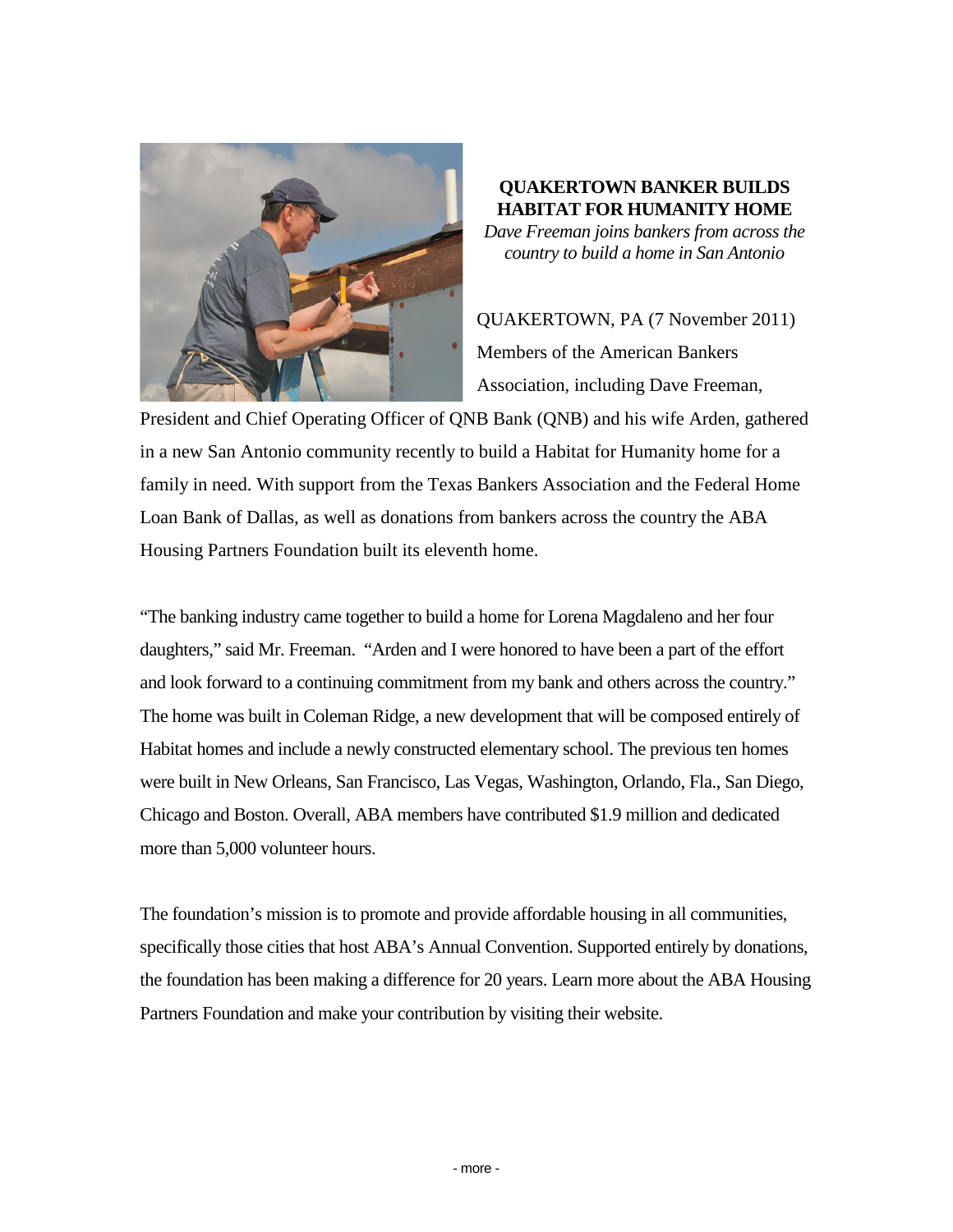**QUAKERTOWN BANKER BUILDS HABITAT FOR HUMANITY HOME**

*Dave Freeman joins bankers from across the country to build a home in San Antonio*

QUAKERTOWN, PA (7 November 2011) Members of the American Bankers Association, including Dave Freeman, President and Chief Operating Officer of QNB Bank (QNB) and his wife Arden, gathered in a new San Antonio community recently to build a Habitat for Humanity home for a family in need. With support from the Texas Bankers Association and the Federal Home Loan Bank of Dallas, as well as donations from bankers across the country the ABA Housing Partners Foundation built its eleventh home.

"The banking industry came together to build a home for Lorena Magdaleno and her four daughters," said Mr. Freeman. "Arden and I were honored to have been a part of the effort and look forward to a continuing commitment from my bank and others across the country." The home was built in Coleman Ridge, a new development that will be composed entirely of Habitat homes and include a newly constructed elementary school. The previous ten homes were built in New Orleans, San Francisco, Las Vegas, Washington, Orlando, Fla., San Diego, Chicago and Boston. Overall, ABA members have contributed $1.9 million and dedicated more than 5,000 volunteer hours.

The foundation's mission is to promote and provide affordable housing in all communities, specifically those cities that host ABA's Annual Convention. Supported entirely by donations, the foundation has been making a difference for 20 years. Learn more about the ABA Housing Partners Foundation and make your contribution by visiting their website.

- more -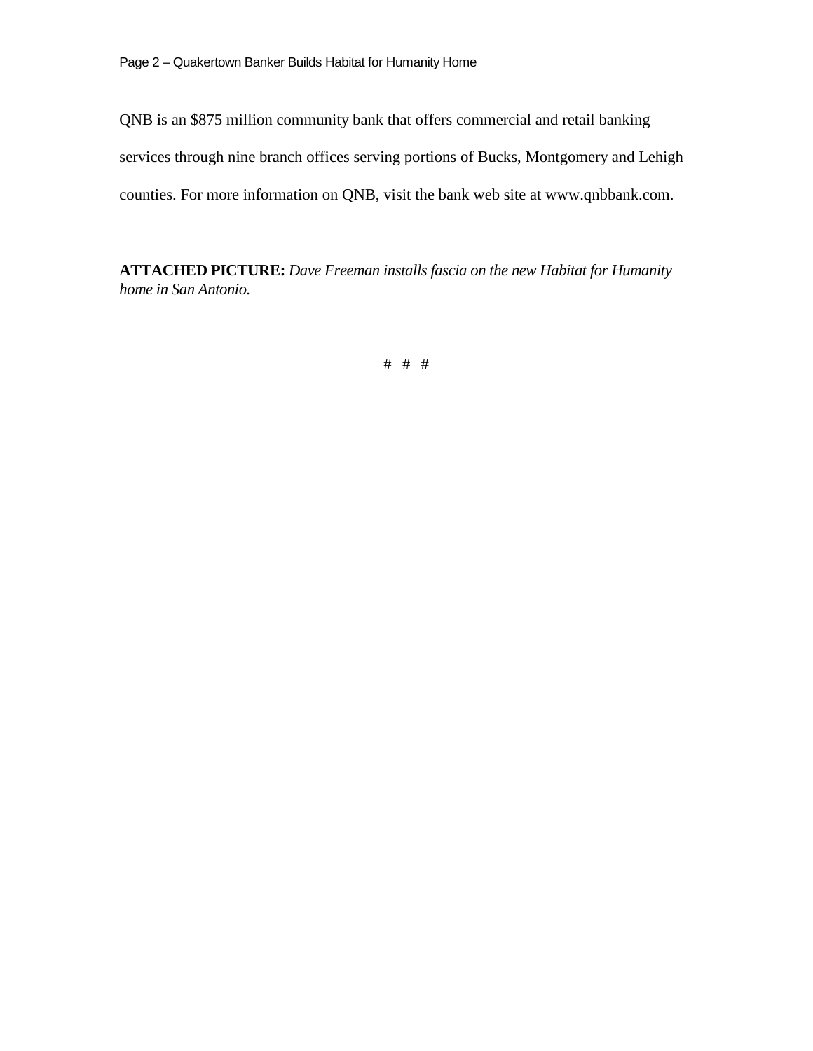QNB is an $875 million community bank that offers commercial and retail banking services through nine branch offices serving portions of Bucks, Montgomery and Lehigh counties. For more information on QNB, visit the bank web site at www.qnbbank.com.

**ATTACHED PICTURE:** *Dave Freeman installs fascia on the new Habitat for Humanity home in San Antonio.*

# # #